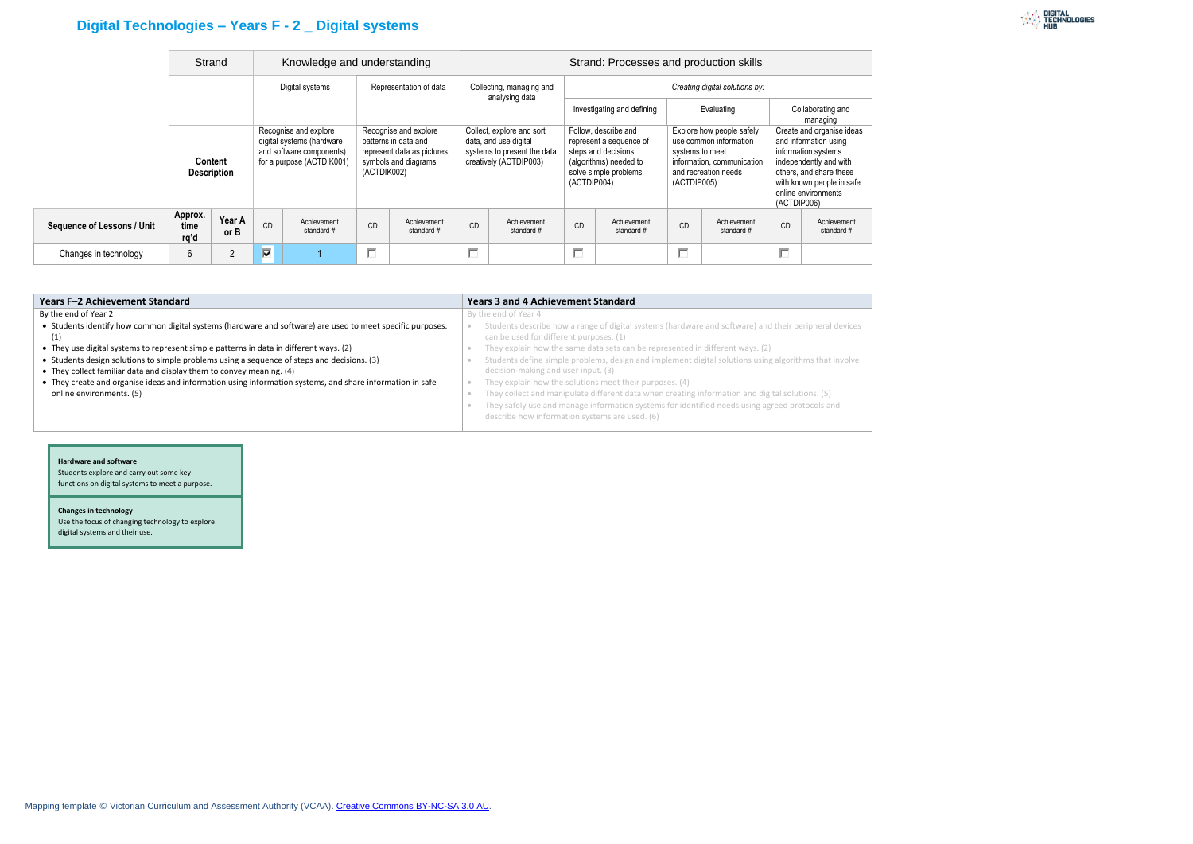# Digital Technologies – Years F - 2 _ Digital systems

| | | | Strand: Knowledge and understanding | | | | Strand: Processes and production skills | | | | | | | |
|---|---|---|---|---|---|---|---|---|---|---|---|---|---|---|
| | | | Digital systems | | Representation of data | | Collecting, managing and analysing data | | *Creating digital solutions by:* | | | | | |
| | | | | | | | | | Investigating and defining | | Evaluating | | Collaborating and managing | |
| | **Content Description** | | Recognise and explore digital systems (hardware and software components) for a purpose (ACTDIK001) | | Recognise and explore patterns in data and represent data as pictures, symbols and diagrams (ACTDIK002) | | Collect, explore and sort data, and use digital systems to present the data creatively (ACTDIP003) | | Follow, describe and represent a sequence of steps and decisions (algorithms) needed to solve simple problems (ACTDIP004) | | Explore how people safely use common information systems to meet information, communication and recreation needs (ACTDIP005) | | Create and organise ideas and information using information systems independently and with others, and share these with known people in safe online environments (ACTDIP006) | |
| **Sequence of Lessons / Unit** | **Approx. time rq'd** | **Year A or B** | CD | Achievement standard # | CD | Achievement standard # | CD | Achievement standard # | CD | Achievement standard # | CD | Achievement standard # | CD | Achievement standard # |
| Changes in technology | 6 | 2 | ☑ | 1 | ☐ | | ☐ | | ☐ | | ☐ | | ☐ | |

| Years F–2 Achievement Standard | Years 3 and 4 Achievement Standard |
|---|---|
| By the end of Year 2<br>• Students identify how common digital systems (hardware and software) are used to meet specific purposes. (1)<br>• They use digital systems to represent simple patterns in data in different ways. (2)<br>• Students design solutions to simple problems using a sequence of steps and decisions. (3)<br>• They collect familiar data and display them to convey meaning. (4)<br>• They create and organise ideas and information using information systems, and share information in safe online environments. (5) | By the end of Year 4<br>• Students describe how a range of digital systems (hardware and software) and their peripheral devices can be used for different purposes. (1)<br>• They explain how the same data sets can be represented in different ways. (2)<br>• Students define simple problems, design and implement digital solutions using algorithms that involve decision-making and user input. (3)<br>• They explain how the solutions meet their purposes. (4)<br>• They collect and manipulate different data when creating information and digital solutions. (5)<br>• They safely use and manage information systems for identified needs using agreed protocols and describe how information systems are used. (6) |

**Hardware and software**
Students explore and carry out some key functions on digital systems to meet a purpose.

**Changes in technology**
Use the focus of changing technology to explore digital systems and their use.

Mapping template © Victorian Curriculum and Assessment Authority (VCAA). [Creative Commons BY-NC-SA 3.0 AU](https://creativecommons.org/licenses/by-nc-sa/3.0/au/).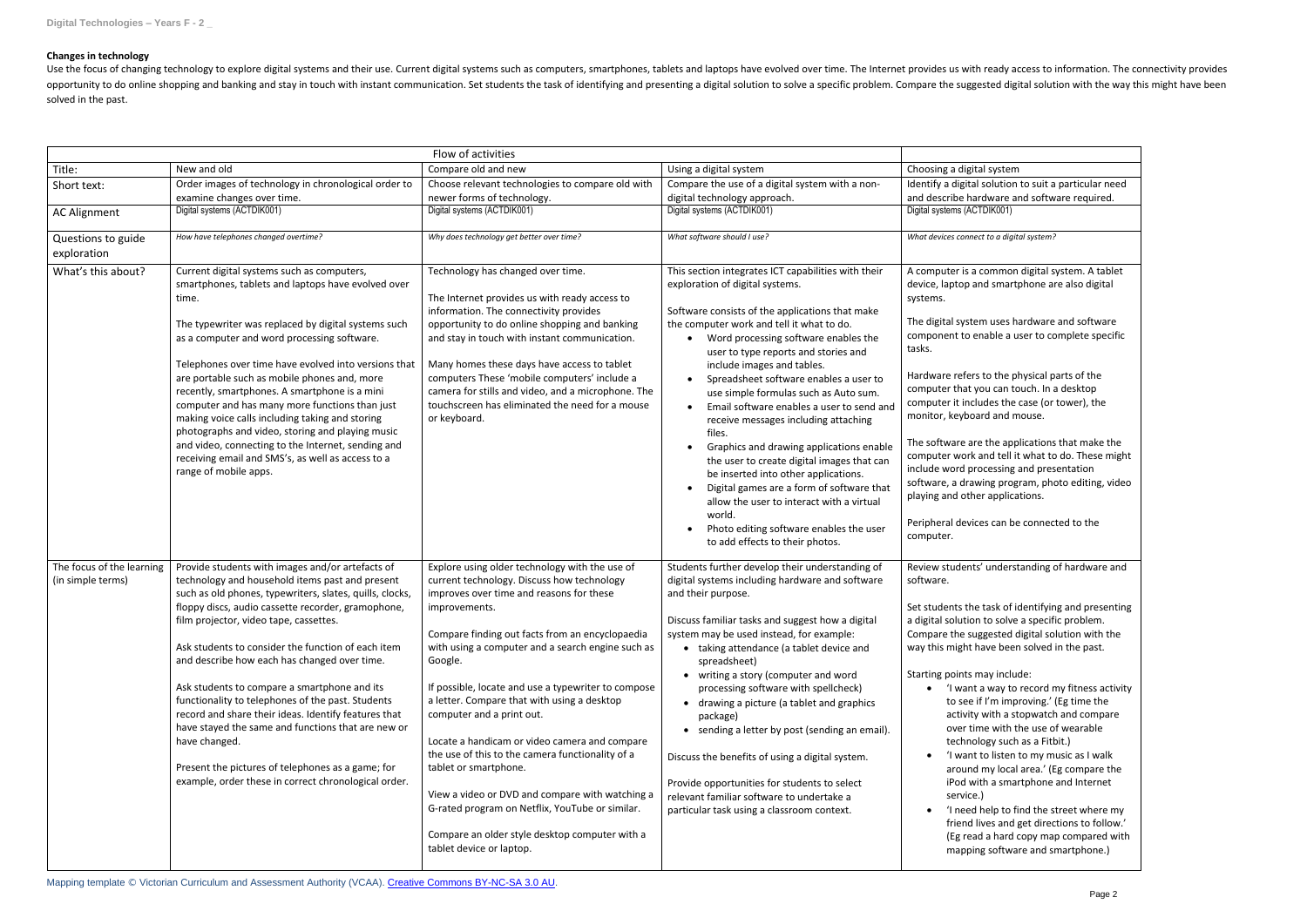**Changes in technology**

Use the focus of changing technology to explore digital systems and their use. Current digital systems such as computers, smartphones, tablets and laptops have evolved over time. The Internet provides us with ready access to information. The connectivity provides opportunity to do online shopping and banking and stay in touch with instant communication. Set students the task of identifying and presenting a digital solution to solve a specific problem. Compare the suggested digital solution with the way this might have been solved in the past.

| Flow of activities | | | | |
|---|---|---|---|---|
| Title: | New and old | Compare old and new | Using a digital system | Choosing a digital system |
| Short text: | Order images of technology in chronological order to examine changes over time. | Choose relevant technologies to compare old with newer forms of technology. | Compare the use of a digital system with a non-digital technology approach. | Identify a digital solution to suit a particular need and describe hardware and software required. |
| AC Alignment | Digital systems (ACTDIK001) | Digital systems (ACTDIK001) | Digital systems (ACTDIK001) | Digital systems (ACTDIK001) |
| Questions to guide exploration | *How have telephones changed overtime?* | *Why does technology get better over time?* | *What software should I use?* | *What devices connect to a digital system?* |
| What's this about? | Current digital systems such as computers, smartphones, tablets and laptops have evolved over time.<br><br>The typewriter was replaced by digital systems such as a computer and word processing software.<br><br>Telephones over time have evolved into versions that are portable such as mobile phones and, more recently, smartphones. A smartphone is a mini computer and has many more functions than just making voice calls including taking and storing photographs and video, storing and playing music and video, connecting to the Internet, sending and receiving email and SMS's, as well as access to a range of mobile apps. | Technology has changed over time.<br><br>The Internet provides us with ready access to information. The connectivity provides opportunity to do online shopping and banking and stay in touch with instant communication.<br><br>Many homes these days have access to tablet computers These 'mobile computers' include a camera for stills and video, and a microphone. The touchscreen has eliminated the need for a mouse or keyboard. | This section integrates ICT capabilities with their exploration of digital systems.<br><br>Software consists of the applications that make the computer work and tell it what to do.<br>• Word processing software enables the user to type reports and stories and include images and tables.<br>• Spreadsheet software enables a user to use simple formulas such as Auto sum.<br>• Email software enables a user to send and receive messages including attaching files.<br>• Graphics and drawing applications enable the user to create digital images that can be inserted into other applications.<br>• Digital games are a form of software that allow the user to interact with a virtual world.<br>• Photo editing software enables the user to add effects to their photos. | A computer is a common digital system. A tablet device, laptop and smartphone are also digital systems.<br><br>The digital system uses hardware and software component to enable a user to complete specific tasks.<br><br>Hardware refers to the physical parts of the computer that you can touch. In a desktop computer it includes the case (or tower), the monitor, keyboard and mouse.<br><br>The software are the applications that make the computer work and tell it what to do. These might include word processing and presentation software, a drawing program, photo editing, video playing and other applications.<br><br>Peripheral devices can be connected to the computer. |
| The focus of the learning (in simple terms) | Provide students with images and/or artefacts of technology and household items past and present such as old phones, typewriters, slates, quills, clocks, floppy discs, audio cassette recorder, gramophone, film projector, video tape, cassettes.<br><br>Ask students to consider the function of each item and describe how each has changed over time.<br><br>Ask students to compare a smartphone and its functionality to telephones of the past. Students record and share their ideas. Identify features that have stayed the same and functions that are new or have changed.<br><br>Present the pictures of telephones as a game; for example, order these in correct chronological order. | Explore using older technology with the use of current technology. Discuss how technology improves over time and reasons for these improvements.<br><br>Compare finding out facts from an encyclopaedia with using a computer and a search engine such as Google.<br><br>If possible, locate and use a typewriter to compose a letter. Compare that with using a desktop computer and a print out.<br><br>Locate a handicam or video camera and compare the use of this to the camera functionality of a tablet or smartphone.<br><br>View a video or DVD and compare with watching a G-rated program on Netflix, YouTube or similar.<br><br>Compare an older style desktop computer with a tablet device or laptop. | Students further develop their understanding of digital systems including hardware and software and their purpose.<br><br>Discuss familiar tasks and suggest how a digital system may be used instead, for example:<br>• taking attendance (a tablet device and spreadsheet)<br>• writing a story (computer and word processing software with spellcheck)<br>• drawing a picture (a tablet and graphics package)<br>• sending a letter by post (sending an email).<br><br>Discuss the benefits of using a digital system.<br><br>Provide opportunities for students to select relevant familiar software to undertake a particular task using a classroom context. | Review students' understanding of hardware and software.<br><br>Set students the task of identifying and presenting a digital solution to solve a specific problem. Compare the suggested digital solution with the way this might have been solved in the past.<br><br>Starting points may include:<br>• 'I want a way to record my fitness activity to see if I'm improving.' (Eg time the activity with a stopwatch and compare over time with the use of wearable technology such as a Fitbit.)<br>• 'I want to listen to my music as I walk around my local area.' (Eg compare the iPod with a smartphone and Internet service.)<br>• 'I need help to find the street where my friend lives and get directions to follow.' (Eg read a hard copy map compared with mapping software and smartphone.) |

Mapping template © Victorian Curriculum and Assessment Authority (VCAA). Creative Commons BY-NC-SA 3.0 AU.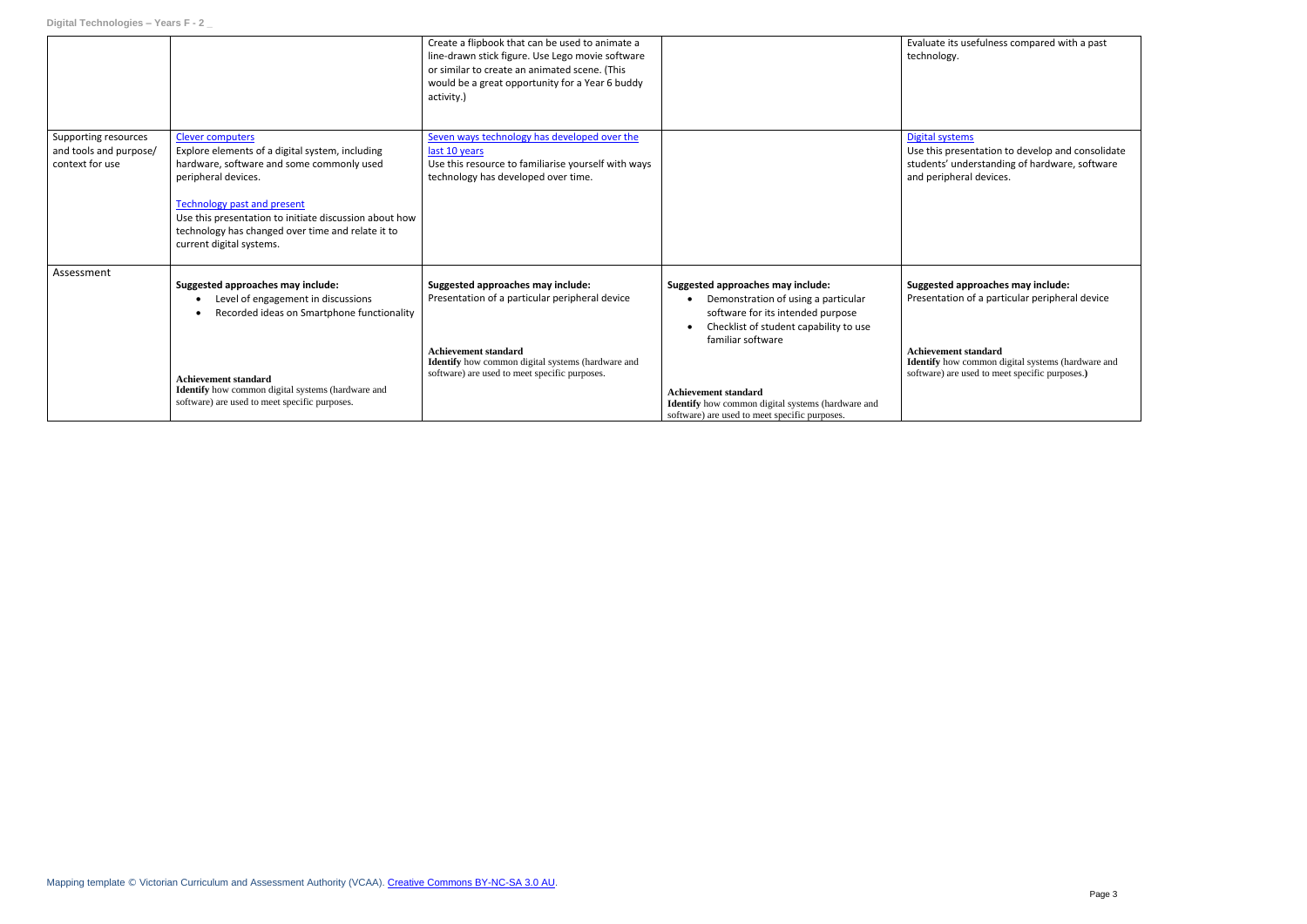| | | | | |
|---|---|---|---|---|
| | | Create a flipbook that can be used to animate a line-drawn stick figure. Use Lego movie software or similar to create an animated scene. (This would be a great opportunity for a Year 6 buddy activity.) | | Evaluate its usefulness compared with a past technology. |
| Supporting resources and tools and purpose/ context for use | [Clever computers](#) Explore elements of a digital system, including hardware, software and some commonly used peripheral devices.<br><br>[Technology past and present](#) Use this presentation to initiate discussion about how technology has changed over time and relate it to current digital systems. | [Seven ways technology has developed over the last 10 years](#) Use this resource to familiarise yourself with ways technology has developed over time. | | [Digital systems](#) Use this presentation to develop and consolidate students' understanding of hardware, software and peripheral devices. |
| Assessment | **Suggested approaches may include:**<br>• Level of engagement in discussions<br>• Recorded ideas on Smartphone functionality<br><br>**Achievement standard**<br>**Identify** how common digital systems (hardware and software) are used to meet specific purposes. | **Suggested approaches may include:** Presentation of a particular peripheral device<br><br>**Achievement standard**<br>**Identify** how common digital systems (hardware and software) are used to meet specific purposes. | **Suggested approaches may include:**<br>• Demonstration of using a particular software for its intended purpose<br>• Checklist of student capability to use familiar software<br><br>**Achievement standard**<br>**Identify** how common digital systems (hardware and software) are used to meet specific purposes. | **Suggested approaches may include:** Presentation of a particular peripheral device<br><br>**Achievement standard**<br>**Identify** how common digital systems (hardware and software) are used to meet specific purposes.**)** |

Mapping template © Victorian Curriculum and Assessment Authority (VCAA). [Creative Commons BY-NC-SA 3.0 AU](#).